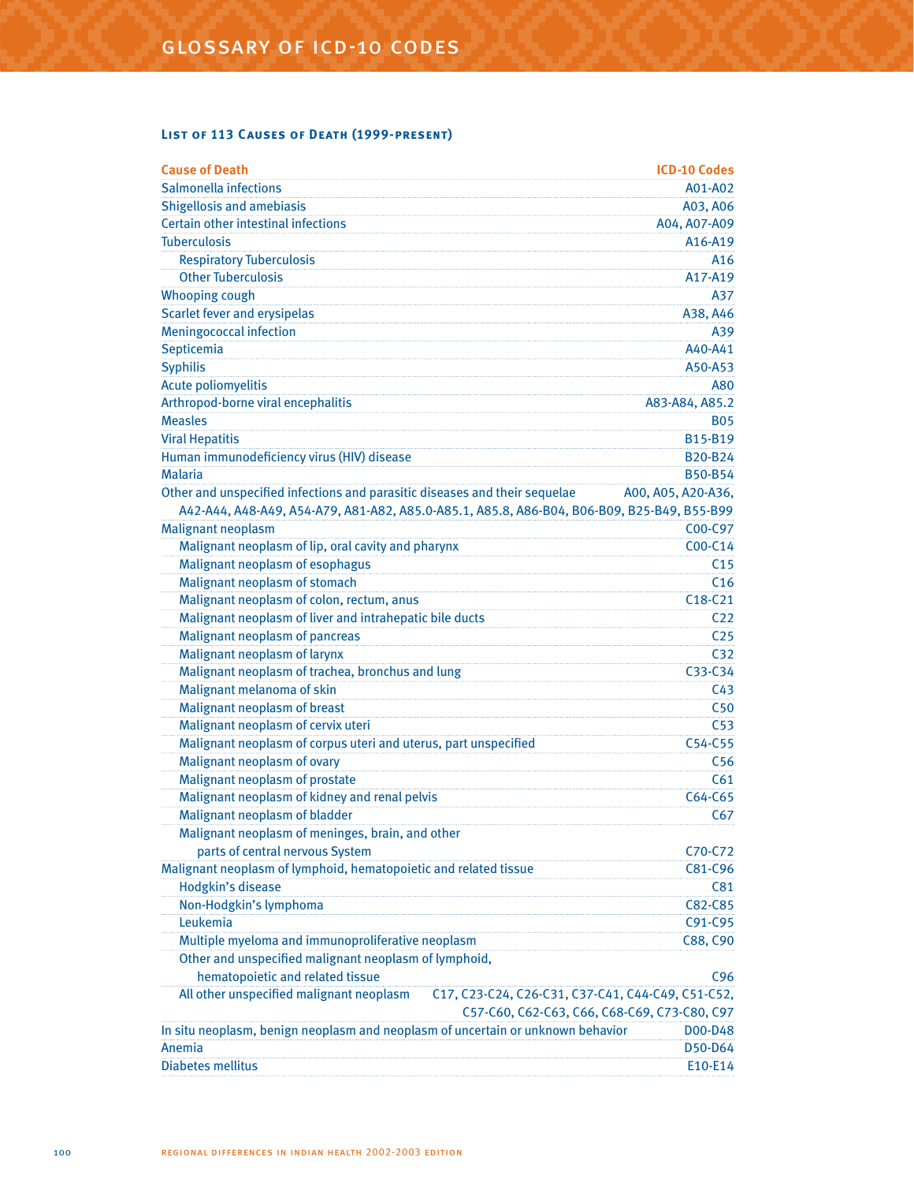# GLOSSARY OF ICD-10 CODES

### List of 113 Causes of Death (1999-present)

| Cause of Death | ICD-10 Codes |
|---|---|
| Salmonella infections | A01-A02 |
| Shigellosis and amebiasis | A03, A06 |
| Certain other intestinal infections | A04, A07-A09 |
| Tuberculosis | A16-A19 |
| Respiratory Tuberculosis | A16 |
| Other Tuberculosis | A17-A19 |
| Whooping cough | A37 |
| Scarlet fever and erysipelas | A38, A46 |
| Meningococcal infection | A39 |
| Septicemia | A40-A41 |
| Syphilis | A50-A53 |
| Acute poliomyelitis | A80 |
| Arthropod-borne viral encephalitis | A83-A84, A85.2 |
| Measles | B05 |
| Viral Hepatitis | B15-B19 |
| Human immunodeficiency virus (HIV) disease | B20-B24 |
| Malaria | B50-B54 |
| Other and unspecified infections and parasitic diseases and their sequelae | A00, A05, A20-A36, A42-A44, A48-A49, A54-A79, A81-A82, A85.0-A85.1, A85.8, A86-B04, B06-B09, B25-B49, B55-B99 |
| Malignant neoplasm | C00-C97 |
| Malignant neoplasm of lip, oral cavity and pharynx | C00-C14 |
| Malignant neoplasm of esophagus | C15 |
| Malignant neoplasm of stomach | C16 |
| Malignant neoplasm of colon, rectum, anus | C18-C21 |
| Malignant neoplasm of liver and intrahepatic bile ducts | C22 |
| Malignant neoplasm of pancreas | C25 |
| Malignant neoplasm of larynx | C32 |
| Malignant neoplasm of trachea, bronchus and lung | C33-C34 |
| Malignant melanoma of skin | C43 |
| Malignant neoplasm of breast | C50 |
| Malignant neoplasm of cervix uteri | C53 |
| Malignant neoplasm of corpus uteri and uterus, part unspecified | C54-C55 |
| Malignant neoplasm of ovary | C56 |
| Malignant neoplasm of prostate | C61 |
| Malignant neoplasm of kidney and renal pelvis | C64-C65 |
| Malignant neoplasm of bladder | C67 |
| Malignant neoplasm of meninges, brain, and other parts of central nervous System | C70-C72 |
| Malignant neoplasm of lymphoid, hematopoietic and related tissue | C81-C96 |
| Hodgkin's disease | C81 |
| Non-Hodgkin's lymphoma | C82-C85 |
| Leukemia | C91-C95 |
| Multiple myeloma and immunoproliferative neoplasm | C88, C90 |
| Other and unspecified malignant neoplasm of lymphoid, hematopoietic and related tissue | C96 |
| All other unspecified malignant neoplasm | C17, C23-C24, C26-C31, C37-C41, C44-C49, C51-C52, C57-C60, C62-C63, C66, C68-C69, C73-C80, C97 |
| In situ neoplasm, benign neoplasm and neoplasm of uncertain or unknown behavior | D00-D48 |
| Anemia | D50-D64 |
| Diabetes mellitus | E10-E14 |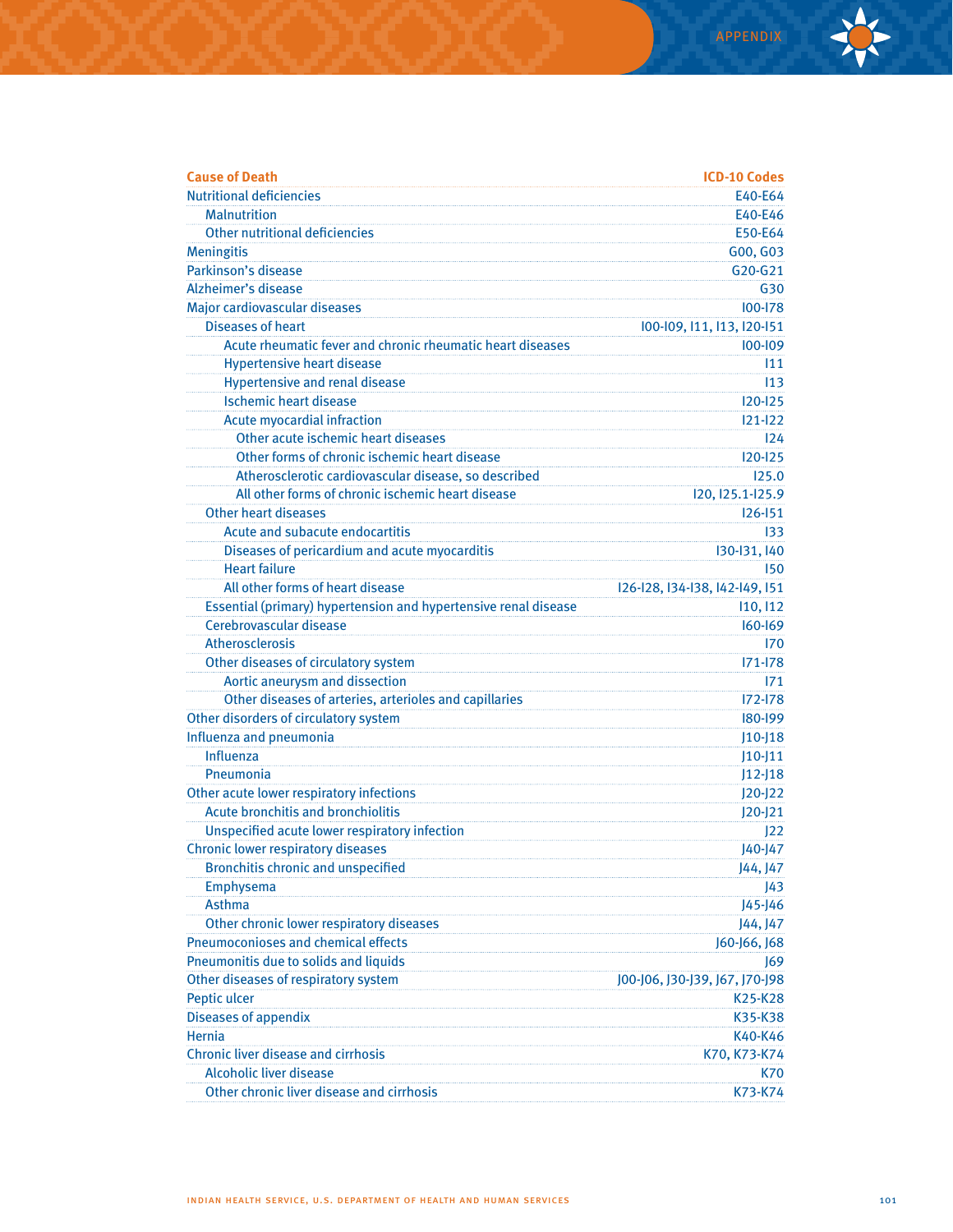| Cause of Death | ICD-10 Codes |
|---|---|
| Nutritional deficiencies | E40-E64 |
| Malnutrition | E40-E46 |
| Other nutritional deficiencies | E50-E64 |
| Meningitis | G00, G03 |
| Parkinson's disease | G20-G21 |
| Alzheimer's disease | G30 |
| Major cardiovascular diseases | I00-I78 |
| Diseases of heart | I00-I09, I11, I13, I20-I51 |
| Acute rheumatic fever and chronic rheumatic heart diseases | I00-I09 |
| Hypertensive heart disease | I11 |
| Hypertensive and renal disease | I13 |
| Ischemic heart disease | I20-I25 |
| Acute myocardial infraction | I21-I22 |
| Other acute ischemic heart diseases | I24 |
| Other forms of chronic ischemic heart disease | I20-I25 |
| Atherosclerotic cardiovascular disease, so described | I25.0 |
| All other forms of chronic ischemic heart disease | I20, I25.1-I25.9 |
| Other heart diseases | I26-I51 |
| Acute and subacute endocartitis | I33 |
| Diseases of pericardium and acute myocarditis | I30-I31, I40 |
| Heart failure | I50 |
| All other forms of heart disease | I26-I28, I34-I38, I42-I49, I51 |
| Essential (primary) hypertension and hypertensive renal disease | I10, I12 |
| Cerebrovascular disease | I60-I69 |
| Atherosclerosis | I70 |
| Other diseases of circulatory system | I71-I78 |
| Aortic aneurysm and dissection | I71 |
| Other diseases of arteries, arterioles and capillaries | I72-I78 |
| Other disorders of circulatory system | I80-I99 |
| Influenza and pneumonia | J10-J18 |
| Influenza | J10-J11 |
| Pneumonia | J12-J18 |
| Other acute lower respiratory infections | J20-J22 |
| Acute bronchitis and bronchiolitis | J20-J21 |
| Unspecified acute lower respiratory infection | J22 |
| Chronic lower respiratory diseases | J40-J47 |
| Bronchitis chronic and unspecified | J44, J47 |
| Emphysema | J43 |
| Asthma | J45-J46 |
| Other chronic lower respiratory diseases | J44, J47 |
| Pneumoconioses and chemical effects | J60-J66, J68 |
| Pneumonitis due to solids and liquids | J69 |
| Other diseases of respiratory system | J00-J06, J30-J39, J67, J70-J98 |
| Peptic ulcer | K25-K28 |
| Diseases of appendix | K35-K38 |
| Hernia | K40-K46 |
| Chronic liver disease and cirrhosis | K70, K73-K74 |
| Alcoholic liver disease | K70 |
| Other chronic liver disease and cirrhosis | K73-K74 |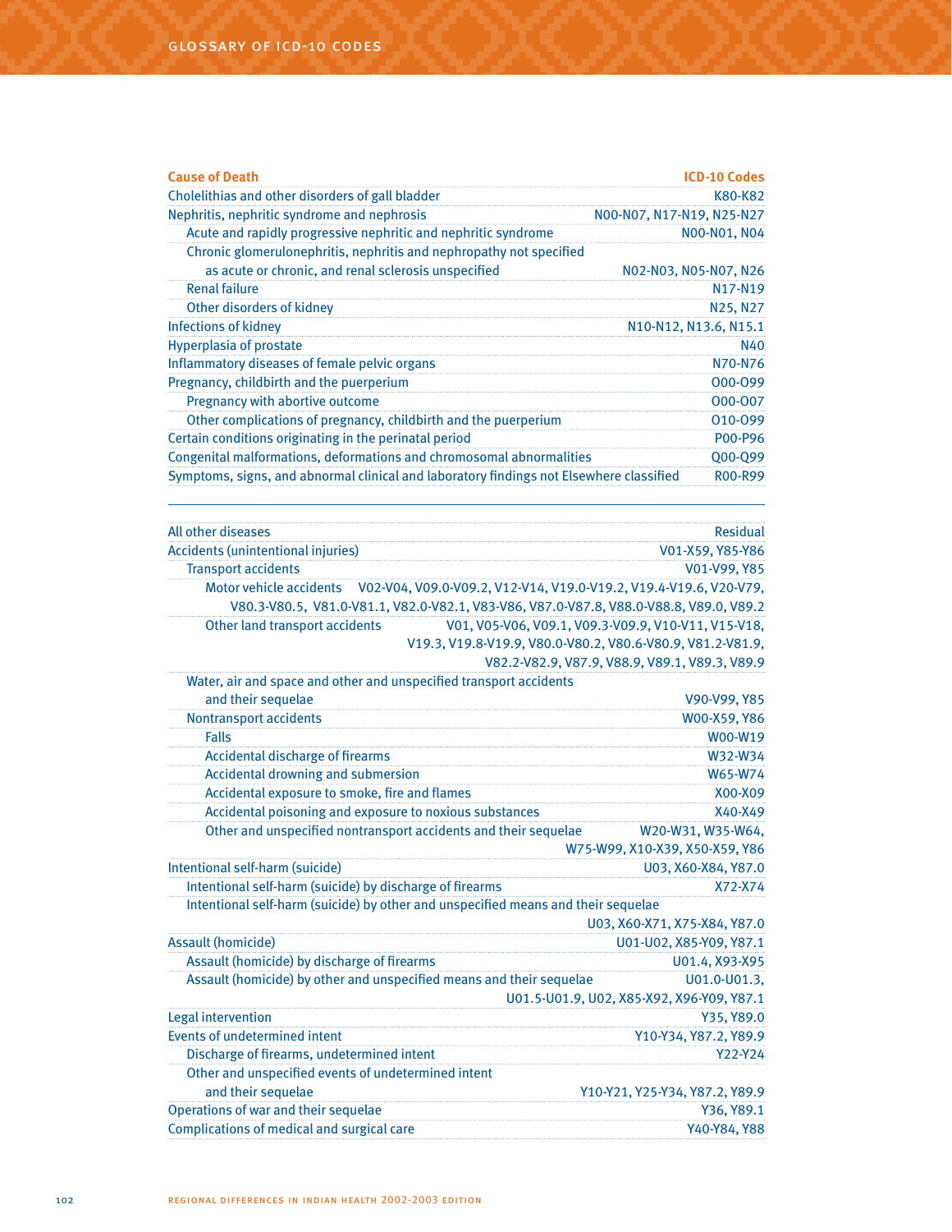| Cause of Death | ICD-10 Codes |
|---|---|
| Cholelithias and other disorders of gall bladder | K80-K82 |
| Nephritis, nephritic syndrome and nephrosis | N00-N07, N17-N19, N25-N27 |
| Acute and rapidly progressive nephritic and nephritic syndrome | N00-N01, N04 |
| Chronic glomerulonephritis, nephritis and nephropathy not specified as acute or chronic, and renal sclerosis unspecified | N02-N03, N05-N07, N26 |
| Renal failure | N17-N19 |
| Other disorders of kidney | N25, N27 |
| Infections of kidney | N10-N12, N13.6, N15.1 |
| Hyperplasia of prostate | N40 |
| Inflammatory diseases of female pelvic organs | N70-N76 |
| Pregnancy, childbirth and the puerperium | O00-O99 |
| Pregnancy with abortive outcome | O00-O07 |
| Other complications of pregnancy, childbirth and the puerperium | O10-O99 |
| Certain conditions originating in the perinatal period | P00-P96 |
| Congenital malformations, deformations and chromosomal abnormalities | Q00-Q99 |
| Symptoms, signs, and abnormal clinical and laboratory findings not Elsewhere classified | R00-R99 |

| Cause of Death | ICD-10 Codes |
|---|---|
| All other diseases | Residual |
| Accidents (unintentional injuries) | V01-X59, Y85-Y86 |
| Transport accidents | V01-V99, Y85 |
| Motor vehicle accidents | V02-V04, V09.0-V09.2, V12-V14, V19.0-V19.2, V19.4-V19.6, V20-V79, V80.3-V80.5, V81.0-V81.1, V82.0-V82.1, V83-V86, V87.0-V87.8, V88.0-V88.8, V89.0, V89.2 |
| Other land transport accidents | V01, V05-V06, V09.1, V09.3-V09.9, V10-V11, V15-V18, V19.3, V19.8-V19.9, V80.0-V80.2, V80.6-V80.9, V81.2-V81.9, V82.2-V82.9, V87.9, V88.9, V89.1, V89.3, V89.9 |
| Water, air and space and other and unspecified transport accidents and their sequelae | V90-V99, Y85 |
| Nontransport accidents | W00-X59, Y86 |
| Falls | W00-W19 |
| Accidental discharge of firearms | W32-W34 |
| Accidental drowning and submersion | W65-W74 |
| Accidental exposure to smoke, fire and flames | X00-X09 |
| Accidental poisoning and exposure to noxious substances | X40-X49 |
| Other and unspecified nontransport accidents and their sequelae | W20-W31, W35-W64, W75-W99, X10-X39, X50-X59, Y86 |
| Intentional self-harm (suicide) | U03, X60-X84, Y87.0 |
| Intentional self-harm (suicide) by discharge of firearms | X72-X74 |
| Intentional self-harm (suicide) by other and unspecified means and their sequelae | U03, X60-X71, X75-X84, Y87.0 |
| Assault (homicide) | U01-U02, X85-Y09, Y87.1 |
| Assault (homicide) by discharge of firearms | U01.4, X93-X95 |
| Assault (homicide) by other and unspecified means and their sequelae | U01.0-U01.3, U01.5-U01.9, U02, X85-X92, X96-Y09, Y87.1 |
| Legal intervention | Y35, Y89.0 |
| Events of undetermined intent | Y10-Y34, Y87.2, Y89.9 |
| Discharge of firearms, undetermined intent | Y22-Y24 |
| Other and unspecified events of undetermined intent and their sequelae | Y10-Y21, Y25-Y34, Y87.2, Y89.9 |
| Operations of war and their sequelae | Y36, Y89.1 |
| Complications of medical and surgical care | Y40-Y84, Y88 |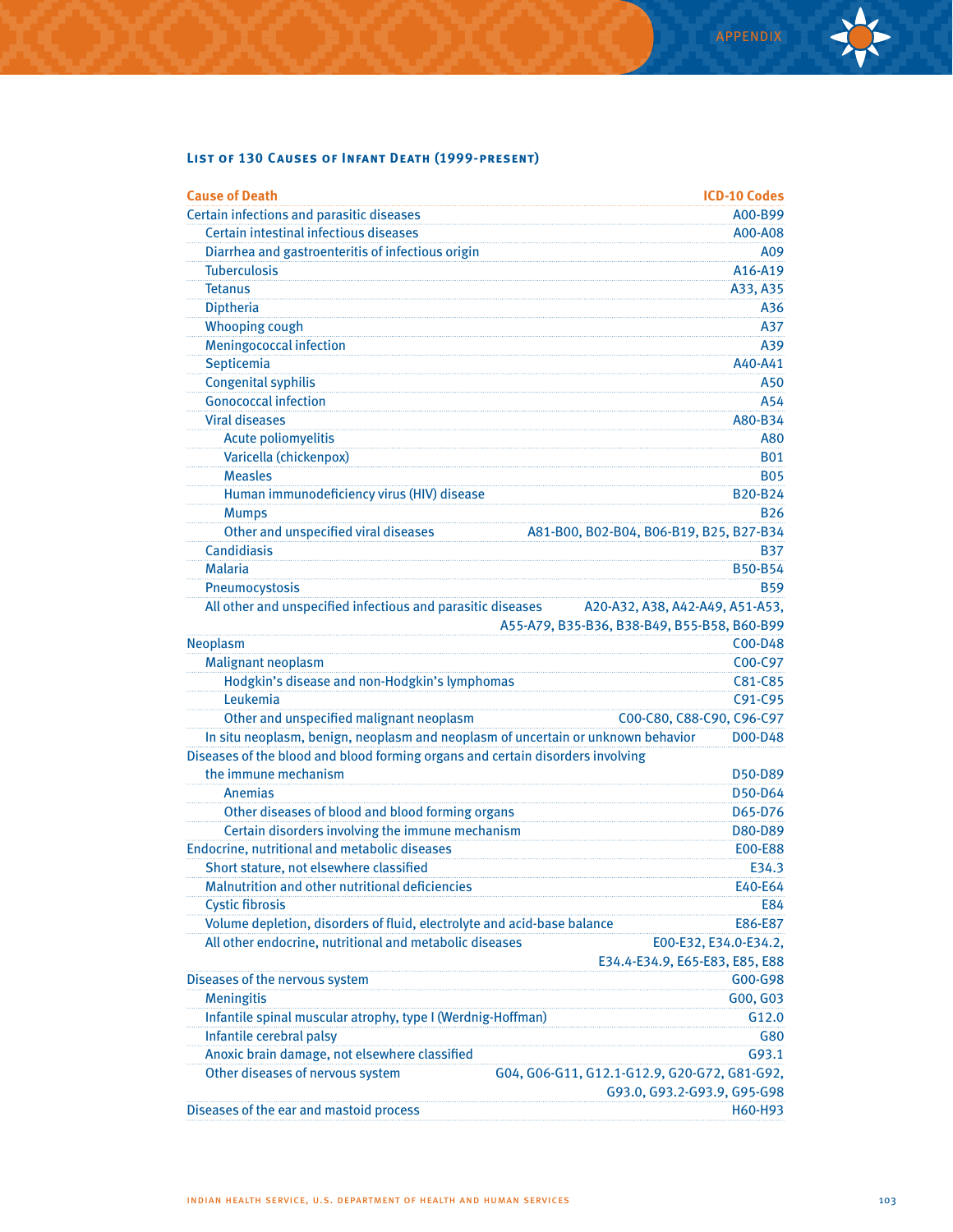### List of 130 Causes of Infant Death (1999-present)

| Cause of Death | ICD-10 Codes |
|---|---|
| Certain infections and parasitic diseases | A00-B99 |
| Certain intestinal infectious diseases | A00-A08 |
| Diarrhea and gastroenteritis of infectious origin | A09 |
| Tuberculosis | A16-A19 |
| Tetanus | A33, A35 |
| Diptheria | A36 |
| Whooping cough | A37 |
| Meningococcal infection | A39 |
| Septicemia | A40-A41 |
| Congenital syphilis | A50 |
| Gonococcal infection | A54 |
| Viral diseases | A80-B34 |
| Acute poliomyelitis | A80 |
| Varicella (chickenpox) | B01 |
| Measles | B05 |
| Human immunodeficiency virus (HIV) disease | B20-B24 |
| Mumps | B26 |
| Other and unspecified viral diseases | A81-B00, B02-B04, B06-B19, B25, B27-B34 |
| Candidiasis | B37 |
| Malaria | B50-B54 |
| Pneumocystosis | B59 |
| All other and unspecified infectious and parasitic diseases | A20-A32, A38, A42-A49, A51-A53, A55-A79, B35-B36, B38-B49, B55-B58, B60-B99 |
| Neoplasm | C00-D48 |
| Malignant neoplasm | C00-C97 |
| Hodgkin's disease and non-Hodgkin's lymphomas | C81-C85 |
| Leukemia | C91-C95 |
| Other and unspecified malignant neoplasm | C00-C80, C88-C90, C96-C97 |
| In situ neoplasm, benign, neoplasm and neoplasm of uncertain or unknown behavior | D00-D48 |
| Diseases of the blood and blood forming organs and certain disorders involving the immune mechanism | D50-D89 |
| Anemias | D50-D64 |
| Other diseases of blood and blood forming organs | D65-D76 |
| Certain disorders involving the immune mechanism | D80-D89 |
| Endocrine, nutritional and metabolic diseases | E00-E88 |
| Short stature, not elsewhere classified | E34.3 |
| Malnutrition and other nutritional deficiencies | E40-E64 |
| Cystic fibrosis | E84 |
| Volume depletion, disorders of fluid, electrolyte and acid-base balance | E86-E87 |
| All other endocrine, nutritional and metabolic diseases | E00-E32, E34.0-E34.2, E34.4-E34.9, E65-E83, E85, E88 |
| Diseases of the nervous system | G00-G98 |
| Meningitis | G00, G03 |
| Infantile spinal muscular atrophy, type I (Werdnig-Hoffman) | G12.0 |
| Infantile cerebral palsy | G80 |
| Anoxic brain damage, not elsewhere classified | G93.1 |
| Other diseases of nervous system | G04, G06-G11, G12.1-G12.9, G20-G72, G81-G92, G93.0, G93.2-G93.9, G95-G98 |
| Diseases of the ear and mastoid process | H60-H93 |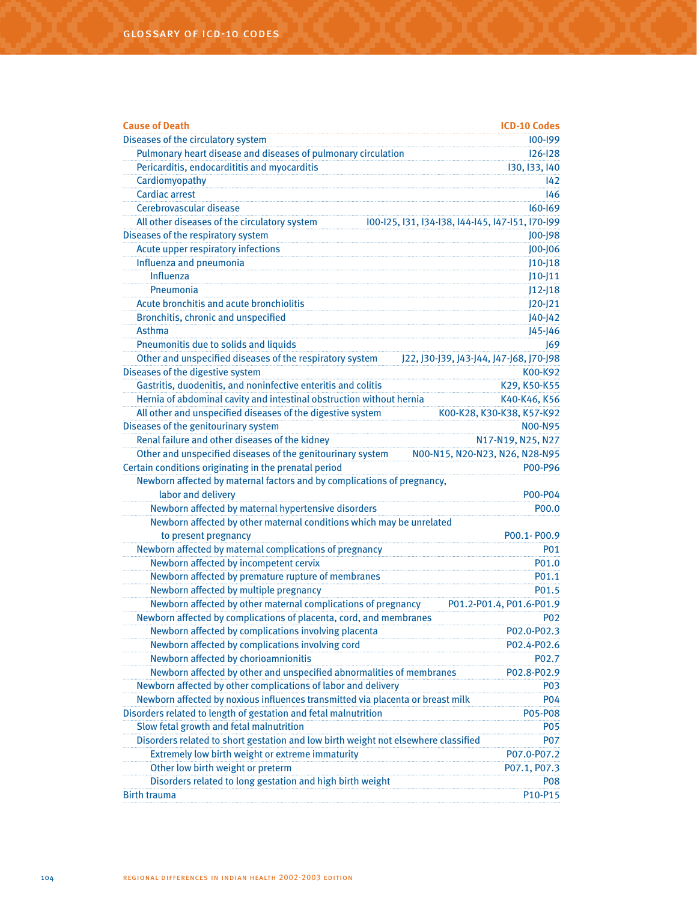## Glossary of ICD-10 Codes

| Cause of Death | ICD-10 Codes |
|---|---|
| Diseases of the circulatory system | I00-I99 |
| Pulmonary heart disease and diseases of pulmonary circulation | I26-I28 |
| Pericarditis, endocardititis and myocarditis | I30, I33, I40 |
| Cardiomyopathy | I42 |
| Cardiac arrest | I46 |
| Cerebrovascular disease | I60-I69 |
| All other diseases of the circulatory system | I00-I25, I31, I34-I38, I44-I45, I47-I51, I70-I99 |
| Diseases of the respiratory system | J00-J98 |
| Acute upper respiratory infections | J00-J06 |
| Influenza and pneumonia | J10-J18 |
| Influenza | J10-J11 |
| Pneumonia | J12-J18 |
| Acute bronchitis and acute bronchiolitis | J20-J21 |
| Bronchitis, chronic and unspecified | J40-J42 |
| Asthma | J45-J46 |
| Pneumonitis due to solids and liquids | J69 |
| Other and unspecified diseases of the respiratory system | J22, J30-J39, J43-J44, J47-J68, J70-J98 |
| Diseases of the digestive system | K00-K92 |
| Gastritis, duodenitis, and noninfective enteritis and colitis | K29, K50-K55 |
| Hernia of abdominal cavity and intestinal obstruction without hernia | K40-K46, K56 |
| All other and unspecified diseases of the digestive system | K00-K28, K30-K38, K57-K92 |
| Diseases of the genitourinary system | N00-N95 |
| Renal failure and other diseases of the kidney | N17-N19, N25, N27 |
| Other and unspecified diseases of the genitourinary system | N00-N15, N20-N23, N26, N28-N95 |
| Certain conditions originating in the prenatal period | P00-P96 |
| Newborn affected by maternal factors and by complications of pregnancy, labor and delivery | P00-P04 |
| Newborn affected by maternal hypertensive disorders | P00.0 |
| Newborn affected by other maternal conditions which may be unrelated to present pregnancy | P00.1- P00.9 |
| Newborn affected by maternal complications of pregnancy | P01 |
| Newborn affected by incompetent cervix | P01.0 |
| Newborn affected by premature rupture of membranes | P01.1 |
| Newborn affected by multiple pregnancy | P01.5 |
| Newborn affected by other maternal complications of pregnancy | P01.2-P01.4, P01.6-P01.9 |
| Newborn affected by complications of placenta, cord, and membranes | P02 |
| Newborn affected by complications involving placenta | P02.0-P02.3 |
| Newborn affected by complications involving cord | P02.4-P02.6 |
| Newborn affected by chorioamnionitis | P02.7 |
| Newborn affected by other and unspecified abnormalities of membranes | P02.8-P02.9 |
| Newborn affected by other complications of labor and delivery | P03 |
| Newborn affected by noxious influences transmitted via placenta or breast milk | P04 |
| Disorders related to length of gestation and fetal malnutrition | P05-P08 |
| Slow fetal growth and fetal malnutrition | P05 |
| Disorders related to short gestation and low birth weight not elsewhere classified | P07 |
| Extremely low birth weight or extreme immaturity | P07.0-P07.2 |
| Other low birth weight or preterm | P07.1, P07.3 |
| Disorders related to long gestation and high birth weight | P08 |
| Birth trauma | P10-P15 |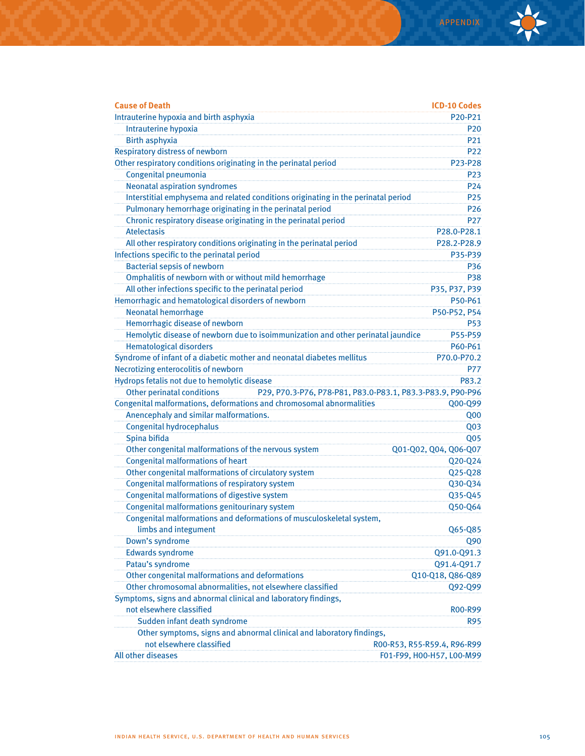| Cause of Death | ICD-10 Codes |
| --- | --- |
| Intrauterine hypoxia and birth asphyxia | P20-P21 |
| Intrauterine hypoxia | P20 |
| Birth asphyxia | P21 |
| Respiratory distress of newborn | P22 |
| Other respiratory conditions originating in the perinatal period | P23-P28 |
| Congenital pneumonia | P23 |
| Neonatal aspiration syndromes | P24 |
| Interstitial emphysema and related conditions originating in the perinatal period | P25 |
| Pulmonary hemorrhage originating in the perinatal period | P26 |
| Chronic respiratory disease originating in the perinatal period | P27 |
| Atelectasis | P28.0-P28.1 |
| All other respiratory conditions originating in the perinatal period | P28.2-P28.9 |
| Infections specific to the perinatal period | P35-P39 |
| Bacterial sepsis of newborn | P36 |
| Omphalitis of newborn with or without mild hemorrhage | P38 |
| All other infections specific to the perinatal period | P35, P37, P39 |
| Hemorrhagic and hematological disorders of newborn | P50-P61 |
| Neonatal hemorrhage | P50-P52, P54 |
| Hemorrhagic disease of newborn | P53 |
| Hemolytic disease of newborn due to isoimmunization and other perinatal jaundice | P55-P59 |
| Hematological disorders | P60-P61 |
| Syndrome of infant of a diabetic mother and neonatal diabetes mellitus | P70.0-P70.2 |
| Necrotizing enterocolitis of newborn | P77 |
| Hydrops fetalis not due to hemolytic disease | P83.2 |
| Other perinatal conditions | P29, P70.3-P76, P78-P81, P83.0-P83.1, P83.3-P83.9, P90-P96 |
| Congenital malformations, deformations and chromosomal abnormalities | Q00-Q99 |
| Anencephaly and similar malformations. | Q00 |
| Congenital hydrocephalus | Q03 |
| Spina bifida | Q05 |
| Other congenital malformations of the nervous system | Q01-Q02, Q04, Q06-Q07 |
| Congenital malformations of heart | Q20-Q24 |
| Other congenital malformations of circulatory system | Q25-Q28 |
| Congenital malformations of respiratory system | Q30-Q34 |
| Congenital malformations of digestive system | Q35-Q45 |
| Congenital malformations genitourinary system | Q50-Q64 |
| Congenital malformations and deformations of musculoskeletal system, limbs and integument | Q65-Q85 |
| Down's syndrome | Q90 |
| Edwards syndrome | Q91.0-Q91.3 |
| Patau's syndrome | Q91.4-Q91.7 |
| Other congenital malformations and deformations | Q10-Q18, Q86-Q89 |
| Other chromosomal abnormalities, not elsewhere classified | Q92-Q99 |
| Symptoms, signs and abnormal clinical and laboratory findings, not elsewhere classified | R00-R99 |
| Sudden infant death syndrome | R95 |
| Other symptoms, signs and abnormal clinical and laboratory findings, not elsewhere classified | R00-R53, R55-R59.4, R96-R99 |
| All other diseases | F01-F99, H00-H57, L00-M99 |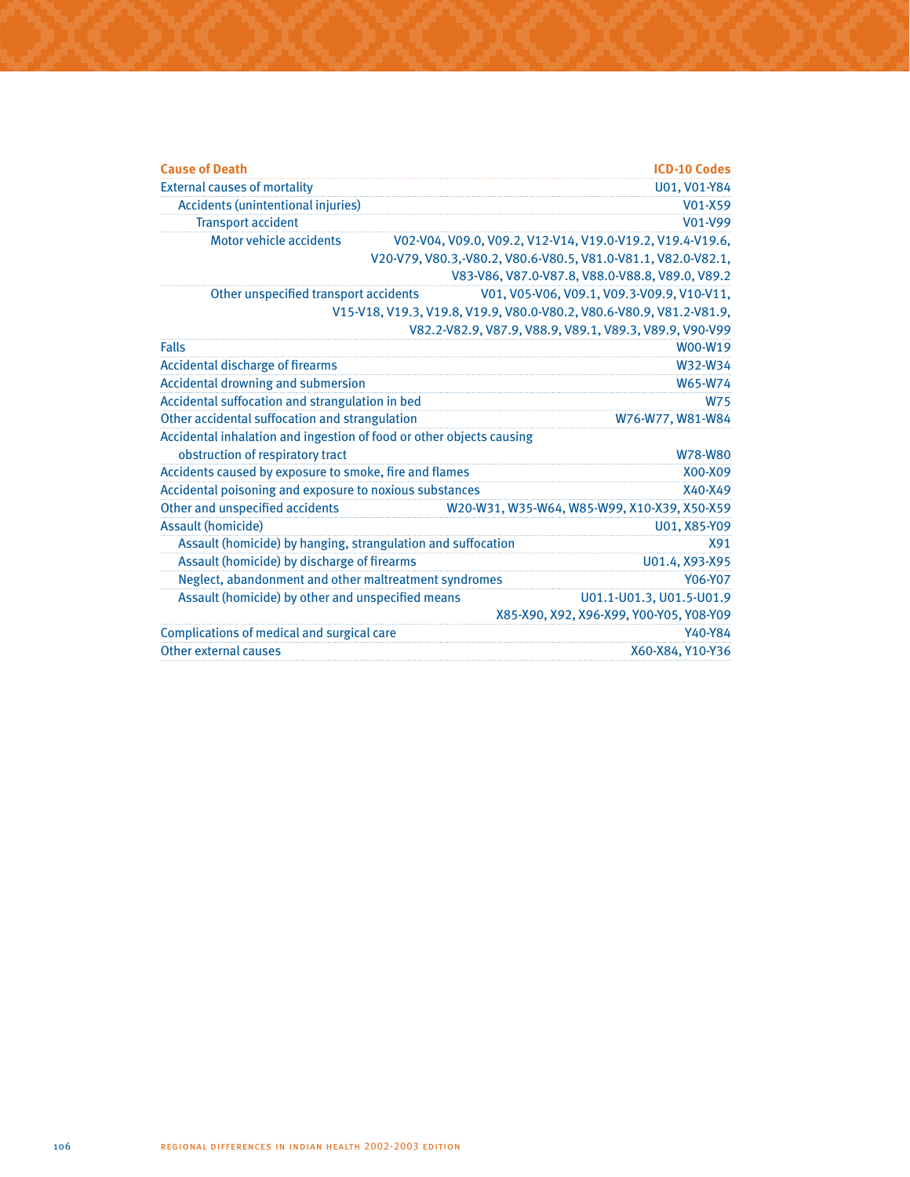| Cause of Death | ICD-10 Codes |
|---|---|
| External causes of mortality | U01, V01-Y84 |
| Accidents (unintentional injuries) | V01-X59 |
| Transport accident | V01-V99 |
| Motor vehicle accidents | V02-V04, V09.0, V09.2, V12-V14, V19.0-V19.2, V19.4-V19.6, V20-V79, V80.3,-V80.2, V80.6-V80.5, V81.0-V81.1, V82.0-V82.1, V83-V86, V87.0-V87.8, V88.0-V88.8, V89.0, V89.2 |
| Other unspecified transport accidents | V01, V05-V06, V09.1, V09.3-V09.9, V10-V11, V15-V18, V19.3, V19.8, V19.9, V80.0-V80.2, V80.6-V80.9, V81.2-V81.9, V82.2-V82.9, V87.9, V88.9, V89.1, V89.3, V89.9, V90-V99 |
| Falls | W00-W19 |
| Accidental discharge of firearms | W32-W34 |
| Accidental drowning and submersion | W65-W74 |
| Accidental suffocation and strangulation in bed | W75 |
| Other accidental suffocation and strangulation | W76-W77, W81-W84 |
| Accidental inhalation and ingestion of food or other objects causing obstruction of respiratory tract | W78-W80 |
| Accidents caused by exposure to smoke, fire and flames | X00-X09 |
| Accidental poisoning and exposure to noxious substances | X40-X49 |
| Other and unspecified accidents | W20-W31, W35-W64, W85-W99, X10-X39, X50-X59 |
| Assault (homicide) | U01, X85-Y09 |
| Assault (homicide) by hanging, strangulation and suffocation | X91 |
| Assault (homicide) by discharge of firearms | U01.4, X93-X95 |
| Neglect, abandonment and other maltreatment syndromes | Y06-Y07 |
| Assault (homicide) by other and unspecified means | U01.1-U01.3, U01.5-U01.9 X85-X90, X92, X96-X99, Y00-Y05, Y08-Y09 |
| Complications of medical and surgical care | Y40-Y84 |
| Other external causes | X60-X84, Y10-Y36 |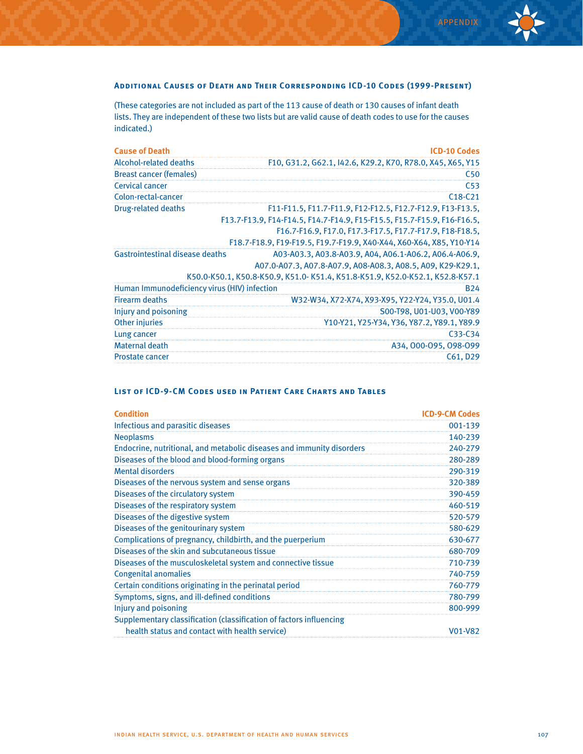### Additional Causes of Death and Their Corresponding ICD-10 Codes (1999-Present)

(These categories are not included as part of the 113 cause of death or 130 causes of infant death lists. They are independent of these two lists but are valid cause of death codes to use for the causes indicated.)

| Cause of Death | ICD-10 Codes |
|---|---|
| Alcohol-related deaths | F10, G31.2, G62.1, I42.6, K29.2, K70, R78.0, X45, X65, Y15 |
| Breast cancer (females) | C50 |
| Cervical cancer | C53 |
| Colon-rectal-cancer | C18-C21 |
| Drug-related deaths | F11-F11.5, F11.7-F11.9, F12-F12.5, F12.7-F12.9, F13-F13.5, F13.7-F13.9, F14-F14.5, F14.7-F14.9, F15-F15.5, F15.7-F15.9, F16-F16.5, F16.7-F16.9, F17.0, F17.3-F17.5, F17.7-F17.9, F18-F18.5, F18.7-F18.9, F19-F19.5, F19.7-F19.9, X40-X44, X60-X64, X85, Y10-Y14 |
| Gastrointestinal disease deaths | A03-A03.3, A03.8-A03.9, A04, A06.1-A06.2, A06.4-A06.9, A07.0-A07.3, A07.8-A07.9, A08-A08.3, A08.5, A09, K29-K29.1, K50.0-K50.1, K50.8-K50.9, K51.0- K51.4, K51.8-K51.9, K52.0-K52.1, K52.8-K57.1 |
| Human Immunodeficiency virus (HIV) infection | B24 |
| Firearm deaths | W32-W34, X72-X74, X93-X95, Y22-Y24, Y35.0, U01.4 |
| Injury and poisoning | S00-T98, U01-U03, V00-Y89 |
| Other injuries | Y10-Y21, Y25-Y34, Y36, Y87.2, Y89.1, Y89.9 |
| Lung cancer | C33-C34 |
| Maternal death | A34, O00-O95, O98-O99 |
| Prostate cancer | C61, D29 |

### List of ICD-9-CM Codes used in Patient Care Charts and Tables

| Condition | ICD-9-CM Codes |
|---|---|
| Infectious and parasitic diseases | 001-139 |
| Neoplasms | 140-239 |
| Endocrine, nutritional, and metabolic diseases and immunity disorders | 240-279 |
| Diseases of the blood and blood-forming organs | 280-289 |
| Mental disorders | 290-319 |
| Diseases of the nervous system and sense organs | 320-389 |
| Diseases of the circulatory system | 390-459 |
| Diseases of the respiratory system | 460-519 |
| Diseases of the digestive system | 520-579 |
| Diseases of the genitourinary system | 580-629 |
| Complications of pregnancy, childbirth, and the puerperium | 630-677 |
| Diseases of the skin and subcutaneous tissue | 680-709 |
| Diseases of the musculoskeletal system and connective tissue | 710-739 |
| Congenital anomalies | 740-759 |
| Certain conditions originating in the perinatal period | 760-779 |
| Symptoms, signs, and ill-defined conditions | 780-799 |
| Injury and poisoning | 800-999 |
| Supplementary classification (classification of factors influencing health status and contact with health service) | V01-V82 |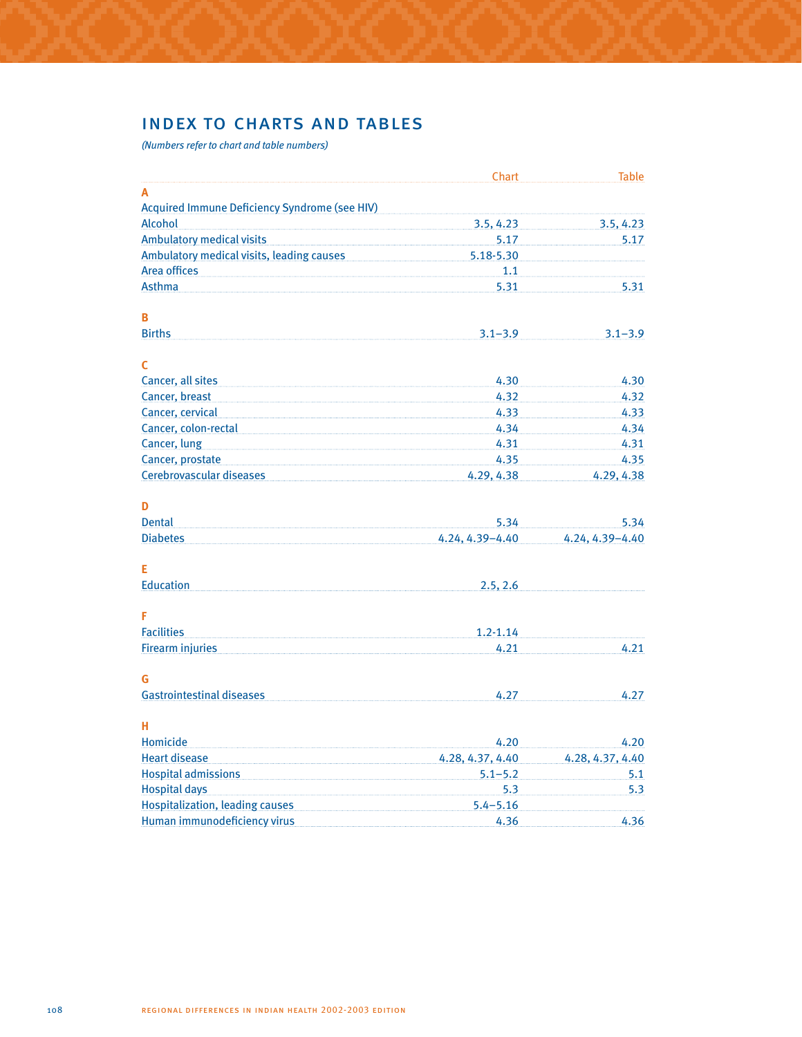# INDEX TO CHARTS AND TABLES

*(Numbers refer to chart and table numbers)*

| | Chart | Table |
|---|---|---|
| **A** | | |
| Acquired Immune Deficiency Syndrome (see HIV) | | |
| Alcohol | 3.5, 4.23 | 3.5, 4.23 |
| Ambulatory medical visits | 5.17 | 5.17 |
| Ambulatory medical visits, leading causes | 5.18-5.30 | |
| Area offices | 1.1 | |
| Asthma | 5.31 | 5.31 |
| **B** | | |
| Births | 3.1–3.9 | 3.1–3.9 |
| **C** | | |
| Cancer, all sites | 4.30 | 4.30 |
| Cancer, breast | 4.32 | 4.32 |
| Cancer, cervical | 4.33 | 4.33 |
| Cancer, colon-rectal | 4.34 | 4.34 |
| Cancer, lung | 4.31 | 4.31 |
| Cancer, prostate | 4.35 | 4.35 |
| Cerebrovascular diseases | 4.29, 4.38 | 4.29, 4.38 |
| **D** | | |
| Dental | 5.34 | 5.34 |
| Diabetes | 4.24, 4.39–4.40 | 4.24, 4.39–4.40 |
| **E** | | |
| Education | 2.5, 2.6 | |
| **F** | | |
| Facilities | 1.2-1.14 | |
| Firearm injuries | 4.21 | 4.21 |
| **G** | | |
| Gastrointestinal diseases | 4.27 | 4.27 |
| **H** | | |
| Homicide | 4.20 | 4.20 |
| Heart disease | 4.28, 4.37, 4.40 | 4.28, 4.37, 4.40 |
| Hospital admissions | 5.1–5.2 | 5.1 |
| Hospital days | 5.3 | 5.3 |
| Hospitalization, leading causes | 5.4–5.16 | |
| Human immunodeficiency virus | 4.36 | 4.36 |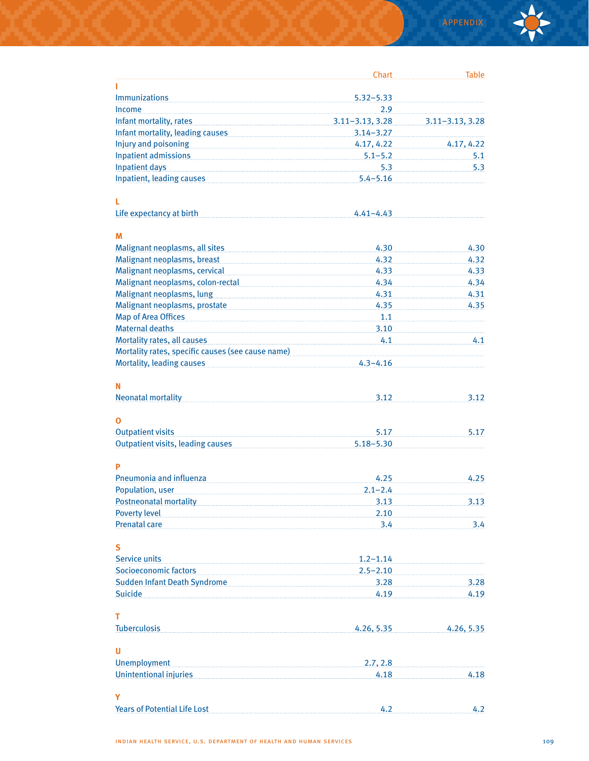| | Chart | Table |
|---|---|---|
| **I** | | |
| Immunizations | 5.32–5.33 | |
| Income | 2.9 | |
| Infant mortality, rates | 3.11–3.13, 3.28 | 3.11–3.13, 3.28 |
| Infant mortality, leading causes | 3.14–3.27 | |
| Injury and poisoning | 4.17, 4.22 | 4.17, 4.22 |
| Inpatient admissions | 5.1–5.2 | 5.1 |
| Inpatient days | 5.3 | 5.3 |
| Inpatient, leading causes | 5.4–5.16 | |
| **L** | | |
| Life expectancy at birth | 4.41–4.43 | |
| **M** | | |
| Malignant neoplasms, all sites | 4.30 | 4.30 |
| Malignant neoplasms, breast | 4.32 | 4.32 |
| Malignant neoplasms, cervical | 4.33 | 4.33 |
| Malignant neoplasms, colon-rectal | 4.34 | 4.34 |
| Malignant neoplasms, lung | 4.31 | 4.31 |
| Malignant neoplasms, prostate | 4.35 | 4.35 |
| Map of Area Offices | 1.1 | |
| Maternal deaths | 3.10 | |
| Mortality rates, all causes | 4.1 | 4.1 |
| Mortality rates, specific causes (see cause name) | | |
| Mortality, leading causes | 4.3–4.16 | |
| **N** | | |
| Neonatal mortality | 3.12 | 3.12 |
| **O** | | |
| Outpatient visits | 5.17 | 5.17 |
| Outpatient visits, leading causes | 5.18–5.30 | |
| **P** | | |
| Pneumonia and influenza | 4.25 | 4.25 |
| Population, user | 2.1–2.4 | |
| Postneonatal mortality | 3.13 | 3.13 |
| Poverty level | 2.10 | |
| Prenatal care | 3.4 | 3.4 |
| **S** | | |
| Service units | 1.2–1.14 | |
| Socioeconomic factors | 2.5–2.10 | |
| Sudden Infant Death Syndrome | 3.28 | 3.28 |
| Suicide | 4.19 | 4.19 |
| **T** | | |
| Tuberculosis | 4.26, 5.35 | 4.26, 5.35 |
| **U** | | |
| Unemployment | 2.7, 2.8 | |
| Unintentional injuries | 4.18 | 4.18 |
| **Y** | | |
| Years of Potential Life Lost | 4.2 | 4.2 |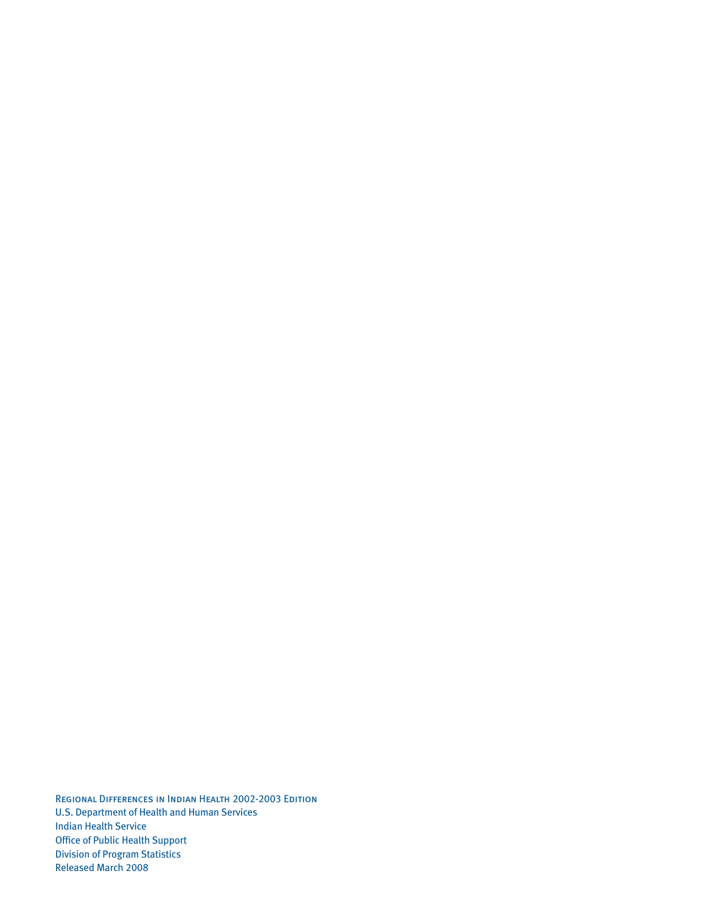Regional Differences in Indian Health 2002-2003 Edition
U.S. Department of Health and Human Services
Indian Health Service
Office of Public Health Support
Division of Program Statistics
Released March 2008